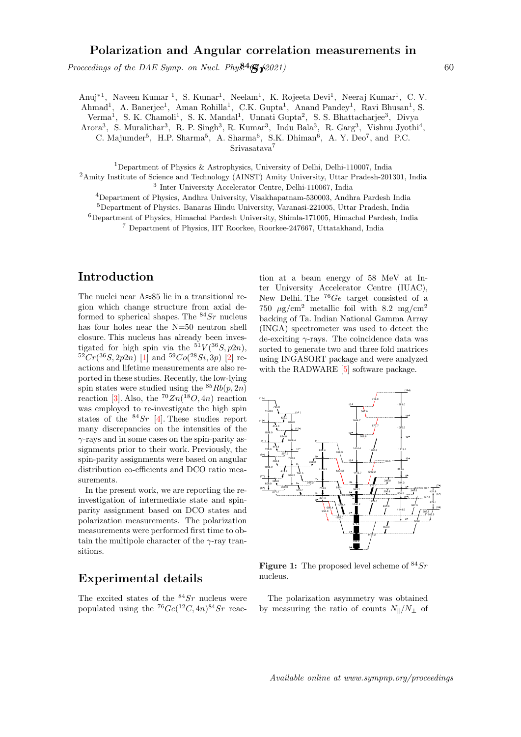# Polarization and Angular correlation measurements in $^{84}Sr$

Anuj[*1], Naveen Kumar [1], S. Kumar[1], Neelam[1], K. Rojeeta Devi[1], Neeraj Kumar[1], C. V. Ahmad[1], A. Banerjee[1], Aman Rohilla[1], C.K. Gupta[1], Anand Pandey[1], Ravi Bhusan[1], S. Verma[1], S. K. Chamoli[1], S. K. Mandal[1], Unnati Gupta[2], S. S. Bhattacharjee[3], Divya Arora[3], S. Muralithar[3], R. P. Singh[3], R. Kumar[3], Indu Bala[3], R. Garg[3], Vishnu Jyothi[4], C. Majumder[5], H.P. Sharma[5], A. Sharma[6], S.K. Dhiman[6], A. Y. Deo[7], and P.C. Srivasatava[7]

[1]Department of Physics & Astrophysics, University of Delhi, Delhi-110007, India
[2]Amity Institute of Science and Technology (AINST) Amity University, Uttar Pradesh-201301, India
[3] Inter University Accelerator Centre, Delhi-110067, India
[4]Department of Physics, Andhra University, Visakhapatnam-530003, Andhra Pardesh India
[5]Department of Physics, Banaras Hindu University, Varanasi-221005, Uttar Pradesh, India
[6]Department of Physics, Himachal Pardesh University, Shimla-171005, Himachal Pardesh, India
[7] Department of Physics, IIT Roorkee, Roorkee-247667, Uttatakhand, India

## Introduction

The nuclei near A≈85 lie in a transitional region which change structure from axial deformed to spherical shapes. The $^{84}Sr$ nucleus has four holes near the N=50 neutron shell closure. This nucleus has already been investigated for high spin via the $^{51}V(^{36}S, p2n)$, $^{52}Cr(^{36}S, 2p2n)$ [1] and $^{59}Co(^{28}Si, 3p)$ [2] reactions and lifetime measurements are also reported in these studies. Recently, the low-lying spin states were studied using the $^{85}Rb(p, 2n)$ reaction [3]. Also, the $^{70}Zn(^{18}O, 4n)$ reaction was employed to re-investigate the high spin states of the $^{84}Sr$ [4]. These studies report many discrepancies on the intensities of the $\gamma$-rays and in some cases on the spin-parity assignments prior to their work. Previously, the spin-parity assignments were based on angular distribution co-efficients and DCO ratio measurements.

In the present work, we are reporting the re-investigation of intermediate state and spin-parity assignment based on DCO states and polarization measurements. The polarization measurements were performed first time to obtain the multipole character of the $\gamma$-ray transitions.

## Experimental details

The excited states of the $^{84}Sr$ nucleus were populated using the $^{76}Ge(^{12}C, 4n)^{84}Sr$ reaction at a beam energy of 58 MeV at Inter University Accelerator Centre (IUAC), New Delhi. The $^{76}Ge$ target consisted of a 750 $\mu g/cm^2$ metallic foil with 8.2 $mg/cm^2$ backing of Ta. Indian National Gamma Array (INGA) spectrometer was used to detect the de-exciting $\gamma$-rays. The coincidence data was sorted to generate two and three fold matrices using INGASORT package and were analyzed with the RADWARE [5] software package.

**Figure 1:** The proposed level scheme of $^{84}Sr$ nucleus.

The polarization asymmetry was obtained by measuring the ratio of counts $N_{\parallel}/N_{\perp}$ of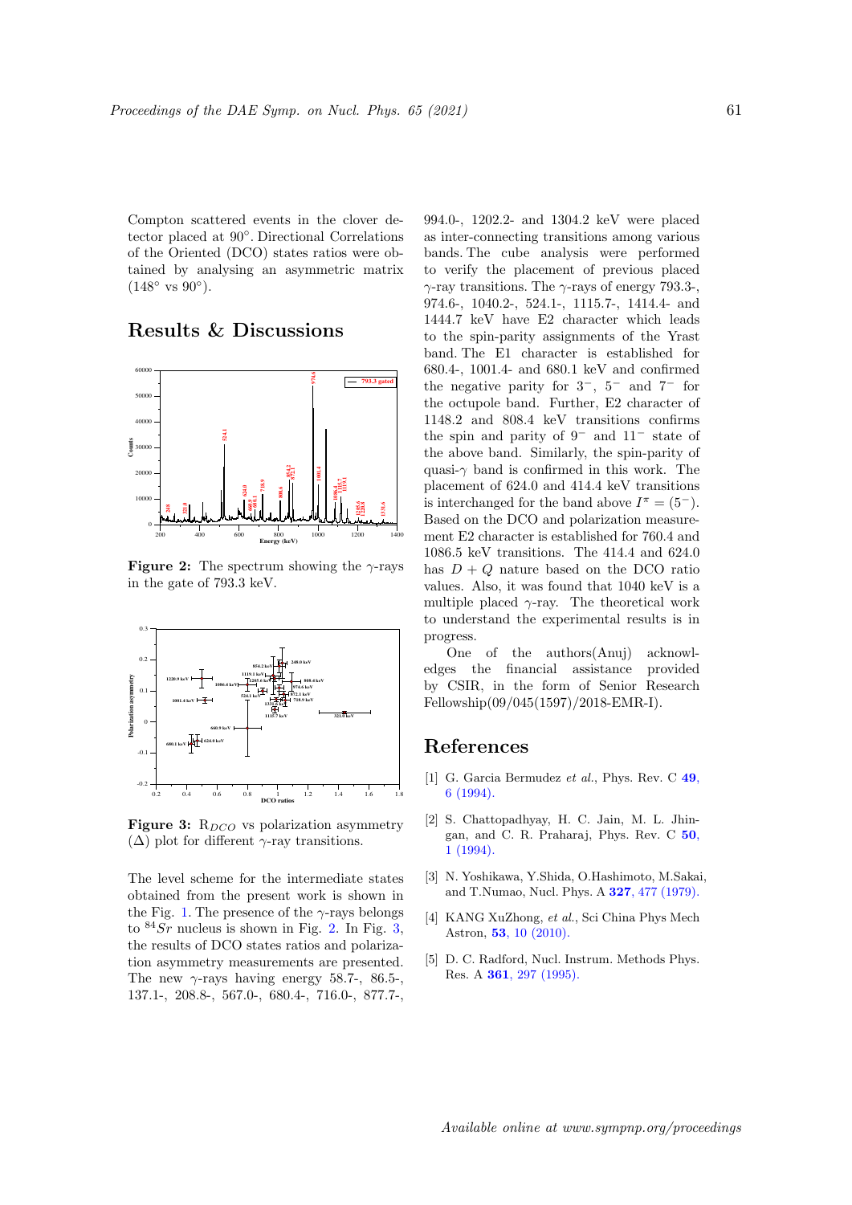Compton scattered events in the clover detector placed at 90°. Directional Correlations of the Oriented (DCO) states ratios were obtained by analysing an asymmetric matrix (148° vs 90°).

## Results & Discussions

793.3 gated

Counts

Energy (keV)

248

321.0

524.1

624.0

660.9

680.1

718.9

808.6

854.2

872.1

974.6

1001.4

1086.4

1115.7

1119.1

1205.6

1228.8

1331.6

**Figure 2:** The spectrum showing the $\gamma$-rays in the gate of 793.3 keV.

Polarization asymmetry

DCO ratios

248.0 keV

854.2 keV

1119.1 keV

1205.6 keV

808.6 keV

1228.9 keV

1086.4 keV

974.6 keV

872.1 keV

524.1 keV

718.9 keV

1331.6 keV

1001.4 keV

1115.7 keV

321.0 keV

660.9 keV

680.1 keV

624.0 keV

**Figure 3:** $R_{DCO}$ vs polarization asymmetry ($\Delta$) plot for different $\gamma$-ray transitions.

The level scheme for the intermediate states obtained from the present work is shown in the Fig. 1. The presence of the $\gamma$-rays belongs to $^{84}Sr$ nucleus is shown in Fig. 2. In Fig. 3, the results of DCO states ratios and polarization asymmetry measurements are presented. The new $\gamma$-rays having energy 58.7-, 86.5-, 137.1-, 208.8-, 567.0-, 680.4-, 716.0-, 877.7-, 994.0-, 1202.2- and 1304.2 keV were placed as inter-connecting transitions among various bands. The cube analysis were performed to verify the placement of previous placed $\gamma$-ray transitions. The $\gamma$-rays of energy 793.3-, 974.6-, 1040.2-, 524.1-, 1115.7-, 1414.4- and 1444.7 keV have E2 character which leads to the spin-parity assignments of the Yrast band. The E1 character is established for 680.4-, 1001.4- and 680.1 keV and confirmed the negative parity for $3^-$, $5^-$ and $7^-$ for the octupole band. Further, E2 character of 1148.2 and 808.4 keV transitions confirms the spin and parity of $9^-$ and $11^-$ state of the above band. Similarly, the spin-parity of quasi-$\gamma$ band is confirmed in this work. The placement of 624.0 and 414.4 keV transitions is interchanged for the band above $I^{\pi} = (5^-)$. Based on the DCO and polarization measurement E2 character is established for 760.4 and 1086.5 keV transitions. The 414.4 and 624.0 has $D + Q$ nature based on the DCO ratio values. Also, it was found that 1040 keV is a multiple placed $\gamma$-ray. The theoretical work to understand the experimental results is in progress.

One of the authors(Anuj) acknowledges the financial assistance provided by CSIR, in the form of Senior Research Fellowship(09/045(1597)/2018-EMR-I).

## References

[1] G. Garcia Bermudez *et al.*, Phys. Rev. C **49**, 6 (1994).

[2] S. Chattopadhyay, H. C. Jain, M. L. Jhingan, and C. R. Praharaj, Phys. Rev. C **50**, 1 (1994).

[3] N. Yoshikawa, Y.Shida, O.Hashimoto, M.Sakai, and T.Numao, Nucl. Phys. A **327**, 477 (1979).

[4] KANG XuZhong, *et al.*, Sci China Phys Mech Astron, **53**, 10 (2010).

[5] D. C. Radford, Nucl. Instrum. Methods Phys. Res. A **361**, 297 (1995).